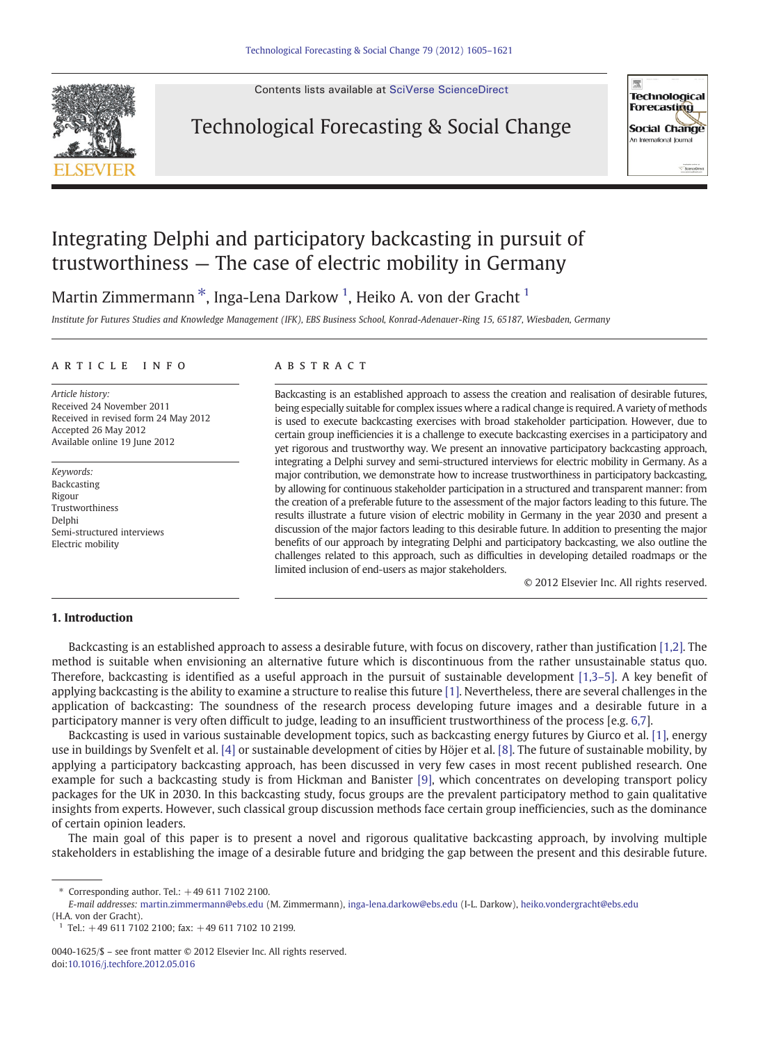# Integrating Delphi and participatory backcasting in pursuit of trustworthiness — The case of electric mobility in Germany

Martin Zimmermann *, Inga-Lena Darkow [1], Heiko A. von der Gracht [1]

*Institute for Futures Studies and Knowledge Management (IFK), EBS Business School, Konrad-Adenauer-Ring 15, 65187, Wiesbaden, Germany*

## ARTICLE INFO

*Article history:*
Received 24 November 2011
Received in revised form 24 May 2012
Accepted 26 May 2012
Available online 19 June 2012

*Keywords:*
Backcasting
Rigour
Trustworthiness
Delphi
Semi-structured interviews
Electric mobility

## ABSTRACT

Backcasting is an established approach to assess the creation and realisation of desirable futures, being especially suitable for complex issues where a radical change is required. A variety of methods is used to execute backcasting exercises with broad stakeholder participation. However, due to certain group inefficiencies it is a challenge to execute backcasting exercises in a participatory and yet rigorous and trustworthy way. We present an innovative participatory backcasting approach, integrating a Delphi survey and semi-structured interviews for electric mobility in Germany. As a major contribution, we demonstrate how to increase trustworthiness in participatory backcasting, by allowing for continuous stakeholder participation in a structured and transparent manner: from the creation of a preferable future to the assessment of the major factors leading to this future. The results illustrate a future vision of electric mobility in Germany in the year 2030 and present a discussion of the major factors leading to this desirable future. In addition to presenting the major benefits of our approach by integrating Delphi and participatory backcasting, we also outline the challenges related to this approach, such as difficulties in developing detailed roadmaps or the limited inclusion of end-users as major stakeholders.

© 2012 Elsevier Inc. All rights reserved.

## 1. Introduction

Backcasting is an established approach to assess a desirable future, with focus on discovery, rather than justification [1,2]. The method is suitable when envisioning an alternative future which is discontinuous from the rather unsustainable status quo. Therefore, backcasting is identified as a useful approach in the pursuit of sustainable development [1,3–5]. A key benefit of applying backcasting is the ability to examine a structure to realise this future [1]. Nevertheless, there are several challenges in the application of backcasting: The soundness of the research process developing future images and a desirable future in a participatory manner is very often difficult to judge, leading to an insufficient trustworthiness of the process [e.g. 6,7].

Backcasting is used in various sustainable development topics, such as backcasting energy futures by Giurco et al. [1], energy use in buildings by Svenfelt et al. [4] or sustainable development of cities by Höjer et al. [8]. The future of sustainable mobility, by applying a participatory backcasting approach, has been discussed in very few cases in most recent published research. One example for such a backcasting study is from Hickman and Banister [9], which concentrates on developing transport policy packages for the UK in 2030. In this backcasting study, focus groups are the prevalent participatory method to gain qualitative insights from experts. However, such classical group discussion methods face certain group inefficiencies, such as the dominance of certain opinion leaders.

The main goal of this paper is to present a novel and rigorous qualitative backcasting approach, by involving multiple stakeholders in establishing the image of a desirable future and bridging the gap between the present and this desirable future.

---

* Corresponding author. Tel.: +49 611 7102 2100.
*E-mail addresses:* martin.zimmermann@ebs.edu (M. Zimmermann), inga-lena.darkow@ebs.edu (I-L. Darkow), heiko.vondergracht@ebs.edu (H.A. von der Gracht).

[1] Tel.: +49 611 7102 2100; fax: +49 611 7102 10 2199.

0040-1625/$ – see front matter © 2012 Elsevier Inc. All rights reserved.
doi:10.1016/j.techfore.2012.05.016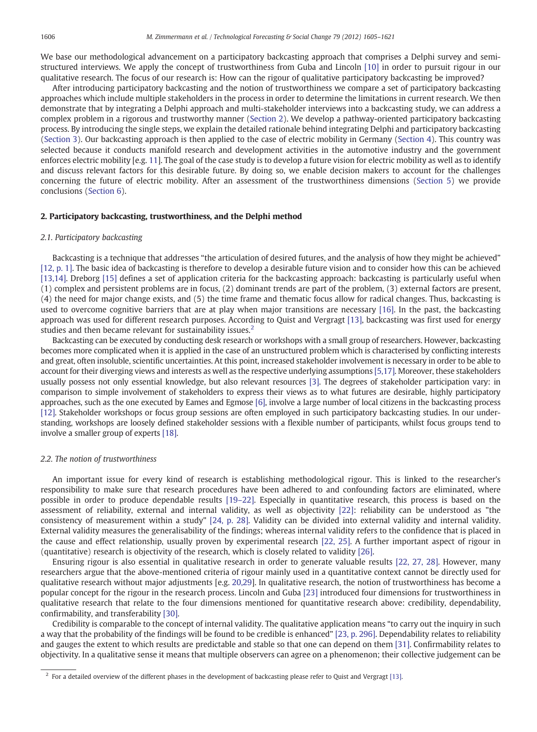We base our methodological advancement on a participatory backcasting approach that comprises a Delphi survey and semi-structured interviews. We apply the concept of trustworthiness from Guba and Lincoln [10] in order to pursuit rigour in our qualitative research. The focus of our research is: How can the rigour of qualitative participatory backcasting be improved?

After introducing participatory backcasting and the notion of trustworthiness we compare a set of participatory backcasting approaches which include multiple stakeholders in the process in order to determine the limitations in current research. We then demonstrate that by integrating a Delphi approach and multi-stakeholder interviews into a backcasting study, we can address a complex problem in a rigorous and trustworthy manner (Section 2). We develop a pathway-oriented participatory backcasting process. By introducing the single steps, we explain the detailed rationale behind integrating Delphi and participatory backcasting (Section 3). Our backcasting approach is then applied to the case of electric mobility in Germany (Section 4). This country was selected because it conducts manifold research and development activities in the automotive industry and the government enforces electric mobility [e.g. 11]. The goal of the case study is to develop a future vision for electric mobility as well as to identify and discuss relevant factors for this desirable future. By doing so, we enable decision makers to account for the challenges concerning the future of electric mobility. After an assessment of the trustworthiness dimensions (Section 5) we provide conclusions (Section 6).

## 2. Participatory backcasting, trustworthiness, and the Delphi method

### 2.1. Participatory backcasting

Backcasting is a technique that addresses "the articulation of desired futures, and the analysis of how they might be achieved" [12, p. 1]. The basic idea of backcasting is therefore to develop a desirable future vision and to consider how this can be achieved [13,14]. Dreborg [15] defines a set of application criteria for the backcasting approach: backcasting is particularly useful when (1) complex and persistent problems are in focus, (2) dominant trends are part of the problem, (3) external factors are present, (4) the need for major change exists, and (5) the time frame and thematic focus allow for radical changes. Thus, backcasting is used to overcome cognitive barriers that are at play when major transitions are necessary [16]. In the past, the backcasting approach was used for different research purposes. According to Quist and Vergragt [13], backcasting was first used for energy studies and then became relevant for sustainability issues.[2]

Backcasting can be executed by conducting desk research or workshops with a small group of researchers. However, backcasting becomes more complicated when it is applied in the case of an unstructured problem which is characterised by conflicting interests and great, often insoluble, scientific uncertainties. At this point, increased stakeholder involvement is necessary in order to be able to account for their diverging views and interests as well as the respective underlying assumptions [5,17]. Moreover, these stakeholders usually possess not only essential knowledge, but also relevant resources [3]. The degrees of stakeholder participation vary: in comparison to simple involvement of stakeholders to express their views as to what futures are desirable, highly participatory approaches, such as the one executed by Eames and Egmose [6], involve a large number of local citizens in the backcasting process [12]. Stakeholder workshops or focus group sessions are often employed in such participatory backcasting studies. In our understanding, workshops are loosely defined stakeholder sessions with a flexible number of participants, whilst focus groups tend to involve a smaller group of experts [18].

### 2.2. The notion of trustworthiness

An important issue for every kind of research is establishing methodological rigour. This is linked to the researcher's responsibility to make sure that research procedures have been adhered to and confounding factors are eliminated, where possible in order to produce dependable results [19–22]. Especially in quantitative research, this process is based on the assessment of reliability, external and internal validity, as well as objectivity [22]: reliability can be understood as "the consistency of measurement within a study" [24, p. 28]. Validity can be divided into external validity and internal validity. External validity measures the generalisability of the findings; whereas internal validity refers to the confidence that is placed in the cause and effect relationship, usually proven by experimental research [22, 25]. A further important aspect of rigour in (quantitative) research is objectivity of the research, which is closely related to validity [26].

Ensuring rigour is also essential in qualitative research in order to generate valuable results [22, 27, 28]. However, many researchers argue that the above-mentioned criteria of rigour mainly used in a quantitative context cannot be directly used for qualitative research without major adjustments [e.g. 20,29]. In qualitative research, the notion of trustworthiness has become a popular concept for the rigour in the research process. Lincoln and Guba [23] introduced four dimensions for trustworthiness in qualitative research that relate to the four dimensions mentioned for quantitative research above: credibility, dependability, confirmability, and transferability [30].

Credibility is comparable to the concept of internal validity. The qualitative application means "to carry out the inquiry in such a way that the probability of the findings will be found to be credible is enhanced" [23, p. 296]. Dependability relates to reliability and gauges the extent to which results are predictable and stable so that one can depend on them [31]. Confirmability relates to objectivity. In a qualitative sense it means that multiple observers can agree on a phenomenon; their collective judgement can be

[2] For a detailed overview of the different phases in the development of backcasting please refer to Quist and Vergragt [13].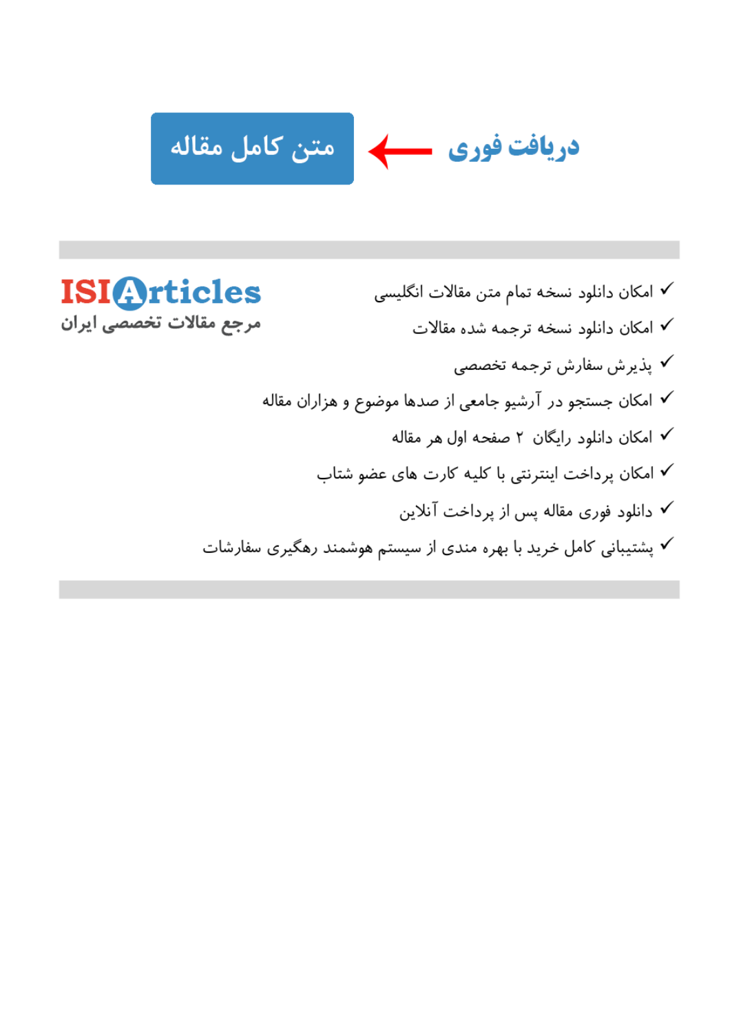دریافت فوری ← **متن کامل مقاله**

**ISIArticles**
مرجع مقالات تخصصی ایران

- ✓ امکان دانلود نسخه تمام متن مقالات انگلیسی
- ✓ امکان دانلود نسخه ترجمه شده مقالات
- ✓ پذیرش سفارش ترجمه تخصصی
- ✓ امکان جستجو در آرشیو جامعی از صدها موضوع و هزاران مقاله
- ✓ امکان دانلود رایگان ۲ صفحه اول هر مقاله
- ✓ امکان پرداخت اینترنتی با کلیه کارت های عضو شتاب
- ✓ دانلود فوری مقاله پس از پرداخت آنلاین
- ✓ پشتیبانی کامل خرید با بهره مندی از سیستم هوشمند رهگیری سفارشات